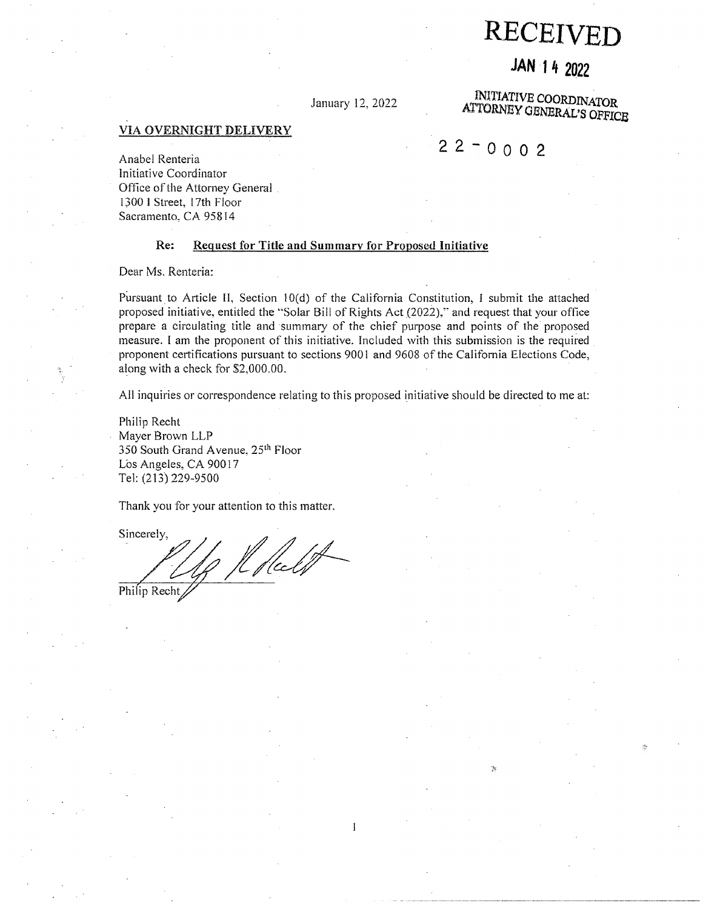**RECEIVED**

**JAN 14 2022**

INITIATIVE COORDINATOR
ATTORNEY GENERAL'S OFFICE

January 12, 2022

**22-0002**

**VIA OVERNIGHT DELIVERY**

Anabel Renteria
Initiative Coordinator
Office of the Attorney General
1300 I Street, 17th Floor
Sacramento, CA 95814

**Re: Request for Title and Summary for Proposed Initiative**

Dear Ms. Renteria:

Pursuant to Article II, Section 10(d) of the California Constitution, I submit the attached proposed initiative, entitled the "Solar Bill of Rights Act (2022)," and request that your office prepare a circulating title and summary of the chief purpose and points of the proposed measure. I am the proponent of this initiative. Included with this submission is the required proponent certifications pursuant to sections 9001 and 9608 of the California Elections Code, along with a check for $2,000.00.

All inquiries or correspondence relating to this proposed initiative should be directed to me at:

Philip Recht
Mayer Brown LLP
350 South Grand Avenue, 25th Floor
Los Angeles, CA 90017
Tel: (213) 229-9500

Thank you for your attention to this matter.

Sincerely,

Philip Recht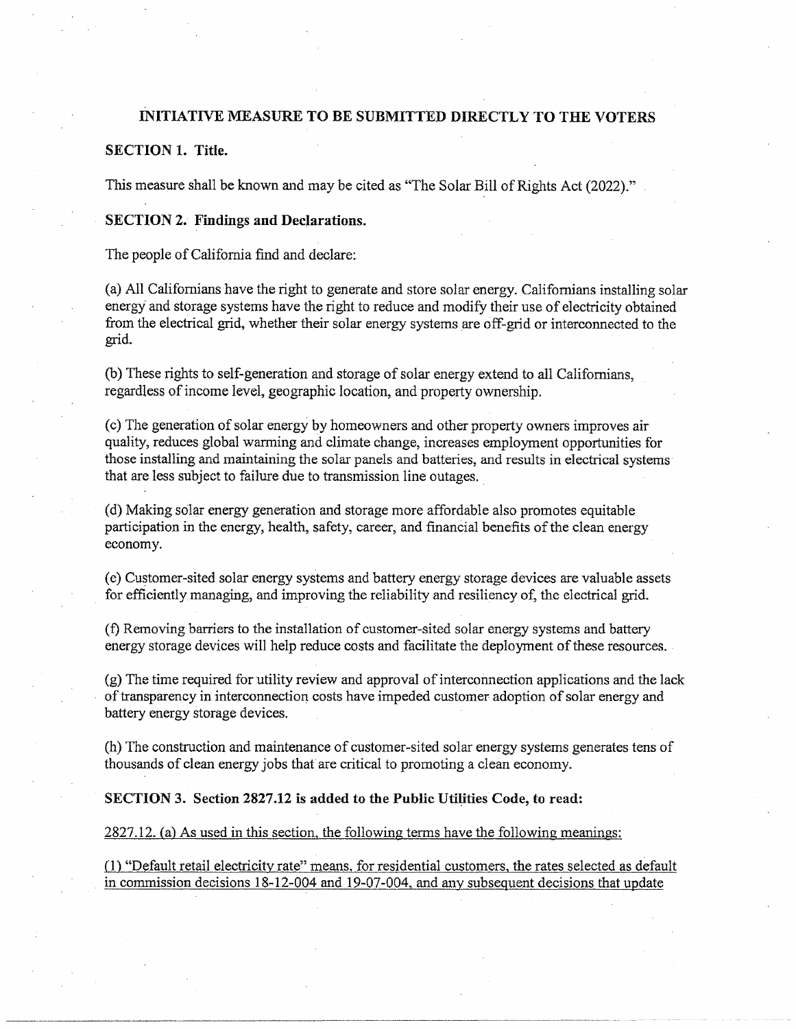**INITIATIVE MEASURE TO BE SUBMITTED DIRECTLY TO THE VOTERS**

**SECTION 1. Title.**

This measure shall be known and may be cited as "The Solar Bill of Rights Act (2022)."

**SECTION 2. Findings and Declarations.**

The people of California find and declare:

(a) All Californians have the right to generate and store solar energy. Californians installing solar energy and storage systems have the right to reduce and modify their use of electricity obtained from the electrical grid, whether their solar energy systems are off-grid or interconnected to the grid.

(b) These rights to self-generation and storage of solar energy extend to all Californians, regardless of income level, geographic location, and property ownership.

(c) The generation of solar energy by homeowners and other property owners improves air quality, reduces global warming and climate change, increases employment opportunities for those installing and maintaining the solar panels and batteries, and results in electrical systems that are less subject to failure due to transmission line outages.

(d) Making solar energy generation and storage more affordable also promotes equitable participation in the energy, health, safety, career, and financial benefits of the clean energy economy.

(e) Customer-sited solar energy systems and battery energy storage devices are valuable assets for efficiently managing, and improving the reliability and resiliency of, the electrical grid.

(f) Removing barriers to the installation of customer-sited solar energy systems and battery energy storage devices will help reduce costs and facilitate the deployment of these resources.

(g) The time required for utility review and approval of interconnection applications and the lack of transparency in interconnection costs have impeded customer adoption of solar energy and battery energy storage devices.

(h) The construction and maintenance of customer-sited solar energy systems generates tens of thousands of clean energy jobs that are critical to promoting a clean economy.

**SECTION 3. Section 2827.12 is added to the Public Utilities Code, to read:**

2827.12. (a) As used in this section, the following terms have the following meanings:

(1) "Default retail electricity rate" means, for residential customers, the rates selected as default in commission decisions 18-12-004 and 19-07-004, and any subsequent decisions that update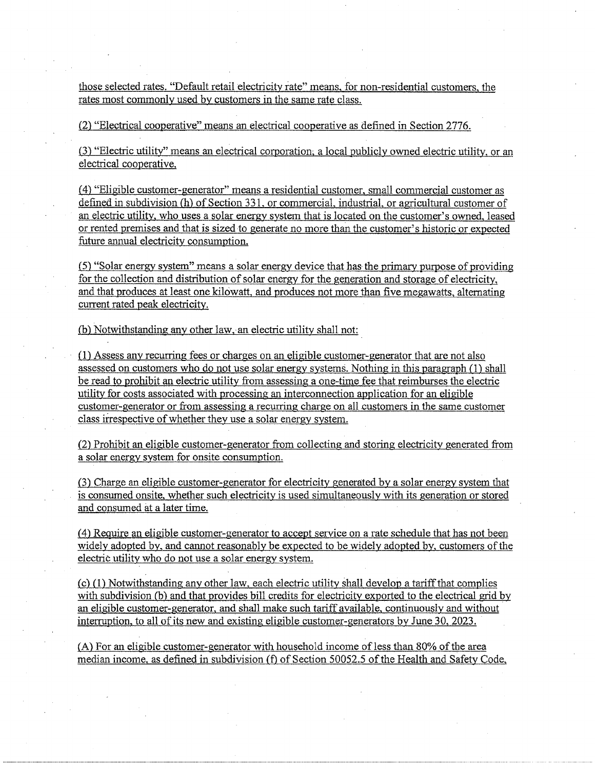those selected rates. "Default retail electricity rate" means, for non-residential customers, the rates most commonly used by customers in the same rate class.

(2) "Electrical cooperative" means an electrical cooperative as defined in Section 2776.

(3) "Electric utility" means an electrical corporation, a local publicly owned electric utility, or an electrical cooperative.

(4) "Eligible customer-generator" means a residential customer, small commercial customer as defined in subdivision (h) of Section 331, or commercial, industrial, or agricultural customer of an electric utility, who uses a solar energy system that is located on the customer's owned, leased or rented premises and that is sized to generate no more than the customer's historic or expected future annual electricity consumption.

(5) "Solar energy system" means a solar energy device that has the primary purpose of providing for the collection and distribution of solar energy for the generation and storage of electricity, and that produces at least one kilowatt, and produces not more than five megawatts, alternating current rated peak electricity.

(b) Notwithstanding any other law, an electric utility shall not:

(1) Assess any recurring fees or charges on an eligible customer-generator that are not also assessed on customers who do not use solar energy systems. Nothing in this paragraph (1) shall be read to prohibit an electric utility from assessing a one-time fee that reimburses the electric utility for costs associated with processing an interconnection application for an eligible customer-generator or from assessing a recurring charge on all customers in the same customer class irrespective of whether they use a solar energy system.

(2) Prohibit an eligible customer-generator from collecting and storing electricity generated from a solar energy system for onsite consumption.

(3) Charge an eligible customer-generator for electricity generated by a solar energy system that is consumed onsite, whether such electricity is used simultaneously with its generation or stored and consumed at a later time.

(4) Require an eligible customer-generator to accept service on a rate schedule that has not been widely adopted by, and cannot reasonably be expected to be widely adopted by, customers of the electric utility who do not use a solar energy system.

(c) (1) Notwithstanding any other law, each electric utility shall develop a tariff that complies with subdivision (b) and that provides bill credits for electricity exported to the electrical grid by an eligible customer-generator, and shall make such tariff available, continuously and without interruption, to all of its new and existing eligible customer-generators by June 30, 2023.

(A) For an eligible customer-generator with household income of less than 80% of the area median income, as defined in subdivision (f) of Section 50052.5 of the Health and Safety Code,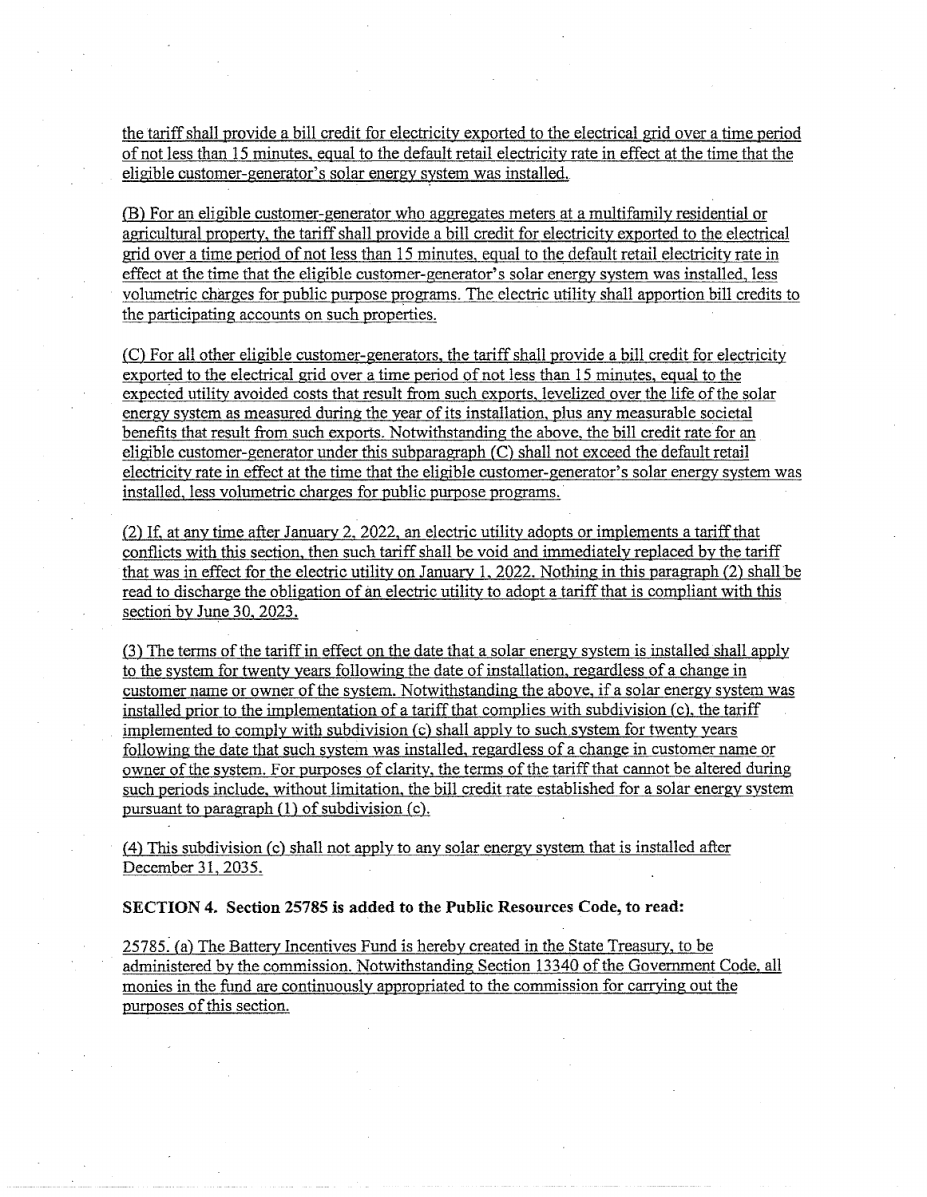the tariff shall provide a bill credit for electricity exported to the electrical grid over a time period of not less than 15 minutes, equal to the default retail electricity rate in effect at the time that the eligible customer-generator's solar energy system was installed.

(B) For an eligible customer-generator who aggregates meters at a multifamily residential or agricultural property, the tariff shall provide a bill credit for electricity exported to the electrical grid over a time period of not less than 15 minutes, equal to the default retail electricity rate in effect at the time that the eligible customer-generator's solar energy system was installed, less volumetric charges for public purpose programs. The electric utility shall apportion bill credits to the participating accounts on such properties.

(C) For all other eligible customer-generators, the tariff shall provide a bill credit for electricity exported to the electrical grid over a time period of not less than 15 minutes, equal to the expected utility avoided costs that result from such exports, levelized over the life of the solar energy system as measured during the year of its installation, plus any measurable societal benefits that result from such exports. Notwithstanding the above, the bill credit rate for an eligible customer-generator under this subparagraph (C) shall not exceed the default retail electricity rate in effect at the time that the eligible customer-generator's solar energy system was installed, less volumetric charges for public purpose programs.

(2) If, at any time after January 2, 2022, an electric utility adopts or implements a tariff that conflicts with this section, then such tariff shall be void and immediately replaced by the tariff that was in effect for the electric utility on January 1, 2022. Nothing in this paragraph (2) shall be read to discharge the obligation of an electric utility to adopt a tariff that is compliant with this section by June 30, 2023.

(3) The terms of the tariff in effect on the date that a solar energy system is installed shall apply to the system for twenty years following the date of installation, regardless of a change in customer name or owner of the system. Notwithstanding the above, if a solar energy system was installed prior to the implementation of a tariff that complies with subdivision (c), the tariff implemented to comply with subdivision (c) shall apply to such system for twenty years following the date that such system was installed, regardless of a change in customer name or owner of the system. For purposes of clarity, the terms of the tariff that cannot be altered during such periods include, without limitation, the bill credit rate established for a solar energy system pursuant to paragraph (1) of subdivision (c).

(4) This subdivision (c) shall not apply to any solar energy system that is installed after December 31, 2035.

**SECTION 4. Section 25785 is added to the Public Resources Code, to read:**

25785. (a) The Battery Incentives Fund is hereby created in the State Treasury, to be administered by the commission. Notwithstanding Section 13340 of the Government Code, all monies in the fund are continuously appropriated to the commission for carrying out the purposes of this section.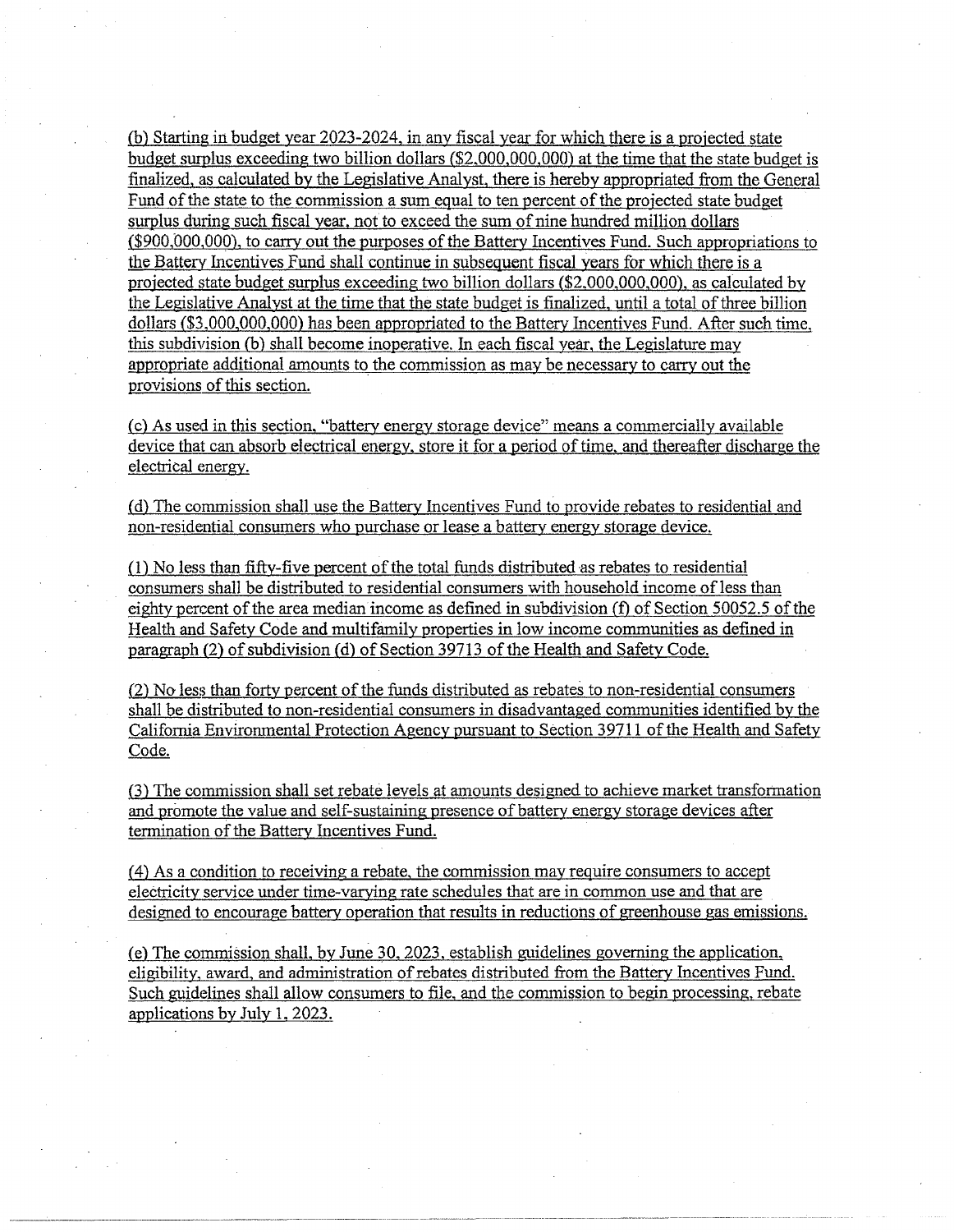(b) Starting in budget year 2023-2024, in any fiscal year for which there is a projected state budget surplus exceeding two billion dollars ($2,000,000,000) at the time that the state budget is finalized, as calculated by the Legislative Analyst, there is hereby appropriated from the General Fund of the state to the commission a sum equal to ten percent of the projected state budget surplus during such fiscal year, not to exceed the sum of nine hundred million dollars ($900,000,000), to carry out the purposes of the Battery Incentives Fund. Such appropriations to the Battery Incentives Fund shall continue in subsequent fiscal years for which there is a projected state budget surplus exceeding two billion dollars ($2,000,000,000), as calculated by the Legislative Analyst at the time that the state budget is finalized, until a total of three billion dollars ($3,000,000,000) has been appropriated to the Battery Incentives Fund. After such time, this subdivision (b) shall become inoperative. In each fiscal year, the Legislature may appropriate additional amounts to the commission as may be necessary to carry out the provisions of this section.

(c) As used in this section, "battery energy storage device" means a commercially available device that can absorb electrical energy, store it for a period of time, and thereafter discharge the electrical energy.

(d) The commission shall use the Battery Incentives Fund to provide rebates to residential and non-residential consumers who purchase or lease a battery energy storage device.

(1) No less than fifty-five percent of the total funds distributed as rebates to residential consumers shall be distributed to residential consumers with household income of less than eighty percent of the area median income as defined in subdivision (f) of Section 50052.5 of the Health and Safety Code and multifamily properties in low income communities as defined in paragraph (2) of subdivision (d) of Section 39713 of the Health and Safety Code.

(2) No less than forty percent of the funds distributed as rebates to non-residential consumers shall be distributed to non-residential consumers in disadvantaged communities identified by the California Environmental Protection Agency pursuant to Section 39711 of the Health and Safety Code.

(3) The commission shall set rebate levels at amounts designed to achieve market transformation and promote the value and self-sustaining presence of battery energy storage devices after termination of the Battery Incentives Fund.

(4) As a condition to receiving a rebate, the commission may require consumers to accept electricity service under time-varying rate schedules that are in common use and that are designed to encourage battery operation that results in reductions of greenhouse gas emissions.

(e) The commission shall, by June 30, 2023, establish guidelines governing the application, eligibility, award, and administration of rebates distributed from the Battery Incentives Fund. Such guidelines shall allow consumers to file, and the commission to begin processing, rebate applications by July 1, 2023.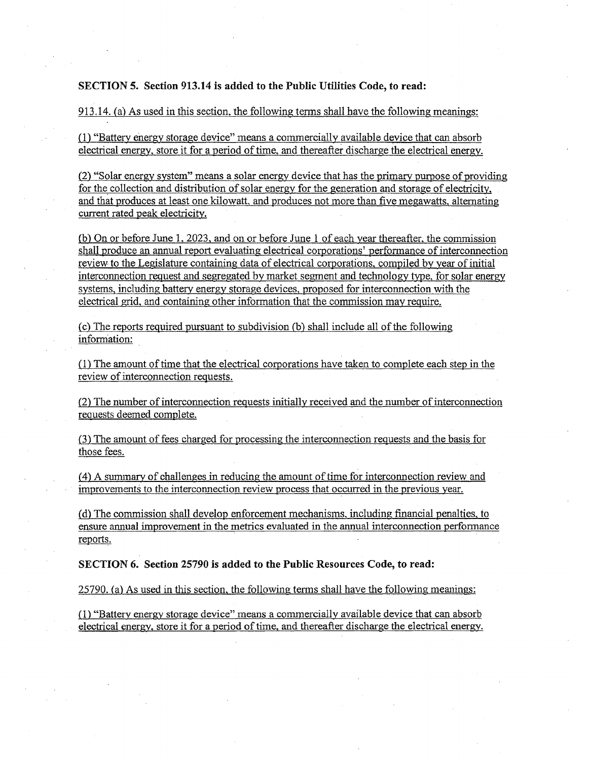**SECTION 5. Section 913.14 is added to the Public Utilities Code, to read:**

913.14. (a) As used in this section, the following terms shall have the following meanings:

(1) "Battery energy storage device" means a commercially available device that can absorb electrical energy, store it for a period of time, and thereafter discharge the electrical energy.

(2) "Solar energy system" means a solar energy device that has the primary purpose of providing for the collection and distribution of solar energy for the generation and storage of electricity, and that produces at least one kilowatt, and produces not more than five megawatts, alternating current rated peak electricity.

(b) On or before June 1, 2023, and on or before June 1 of each year thereafter, the commission shall produce an annual report evaluating electrical corporations' performance of interconnection review to the Legislature containing data of electrical corporations, compiled by year of initial interconnection request and segregated by market segment and technology type, for solar energy systems, including battery energy storage devices, proposed for interconnection with the electrical grid, and containing other information that the commission may require.

(c) The reports required pursuant to subdivision (b) shall include all of the following information:

(1) The amount of time that the electrical corporations have taken to complete each step in the review of interconnection requests.

(2) The number of interconnection requests initially received and the number of interconnection requests deemed complete.

(3) The amount of fees charged for processing the interconnection requests and the basis for those fees.

(4) A summary of challenges in reducing the amount of time for interconnection review and improvements to the interconnection review process that occurred in the previous year.

(d) The commission shall develop enforcement mechanisms, including financial penalties, to ensure annual improvement in the metrics evaluated in the annual interconnection performance reports.

**SECTION 6. Section 25790 is added to the Public Resources Code, to read:**

25790. (a) As used in this section, the following terms shall have the following meanings:

(1) "Battery energy storage device" means a commercially available device that can absorb electrical energy, store it for a period of time, and thereafter discharge the electrical energy.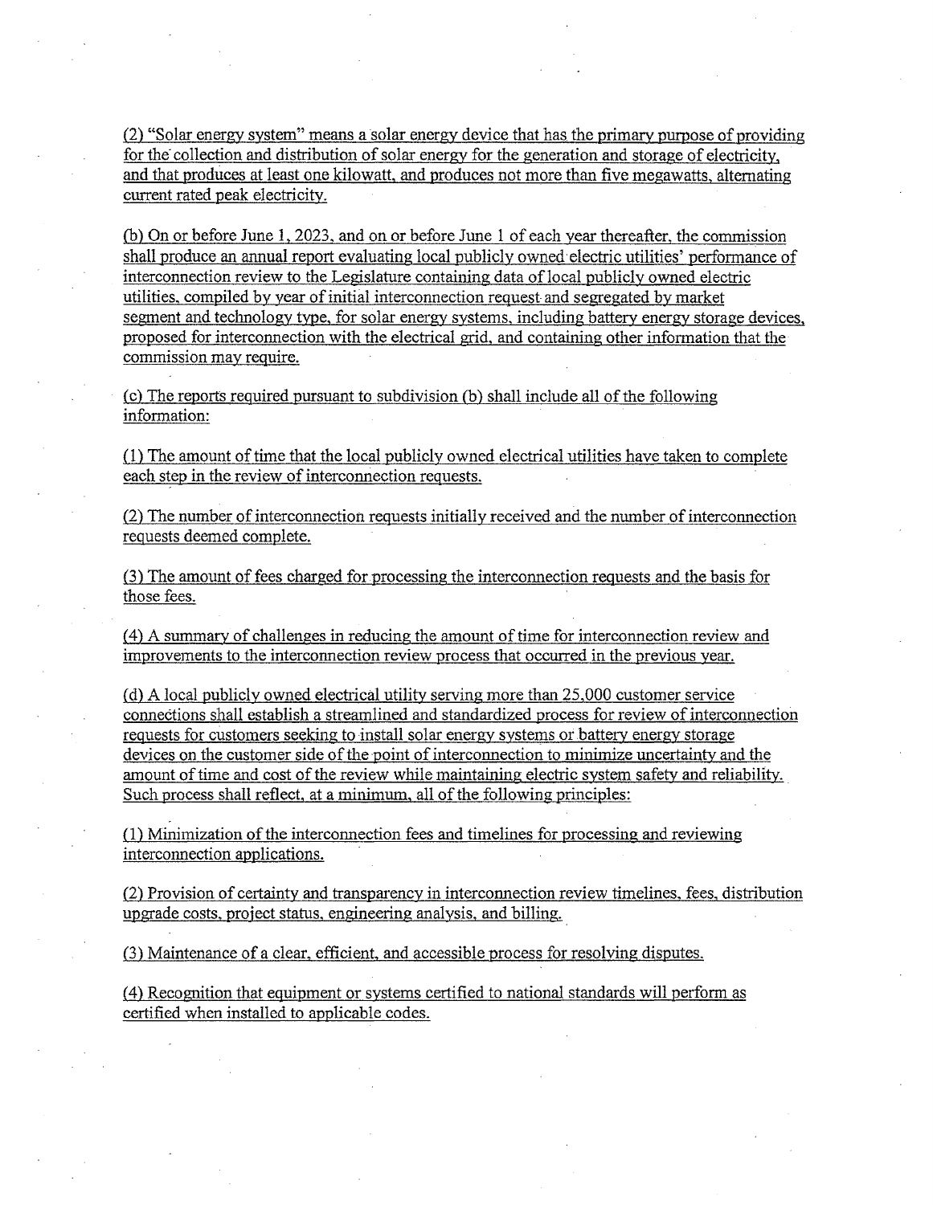(2) "Solar energy system" means a solar energy device that has the primary purpose of providing for the collection and distribution of solar energy for the generation and storage of electricity, and that produces at least one kilowatt, and produces not more than five megawatts, alternating current rated peak electricity.

(b) On or before June 1, 2023, and on or before June 1 of each year thereafter, the commission shall produce an annual report evaluating local publicly owned electric utilities' performance of interconnection review to the Legislature containing data of local publicly owned electric utilities, compiled by year of initial interconnection request and segregated by market segment and technology type, for solar energy systems, including battery energy storage devices, proposed for interconnection with the electrical grid, and containing other information that the commission may require.

(c) The reports required pursuant to subdivision (b) shall include all of the following information:

(1) The amount of time that the local publicly owned electrical utilities have taken to complete each step in the review of interconnection requests.

(2) The number of interconnection requests initially received and the number of interconnection requests deemed complete.

(3) The amount of fees charged for processing the interconnection requests and the basis for those fees.

(4) A summary of challenges in reducing the amount of time for interconnection review and improvements to the interconnection review process that occurred in the previous year.

(d) A local publicly owned electrical utility serving more than 25,000 customer service connections shall establish a streamlined and standardized process for review of interconnection requests for customers seeking to install solar energy systems or battery energy storage devices on the customer side of the point of interconnection to minimize uncertainty and the amount of time and cost of the review while maintaining electric system safety and reliability. Such process shall reflect, at a minimum, all of the following principles:

(1) Minimization of the interconnection fees and timelines for processing and reviewing interconnection applications.

(2) Provision of certainty and transparency in interconnection review timelines, fees, distribution upgrade costs, project status, engineering analysis, and billing.

(3) Maintenance of a clear, efficient, and accessible process for resolving disputes.

(4) Recognition that equipment or systems certified to national standards will perform as certified when installed to applicable codes.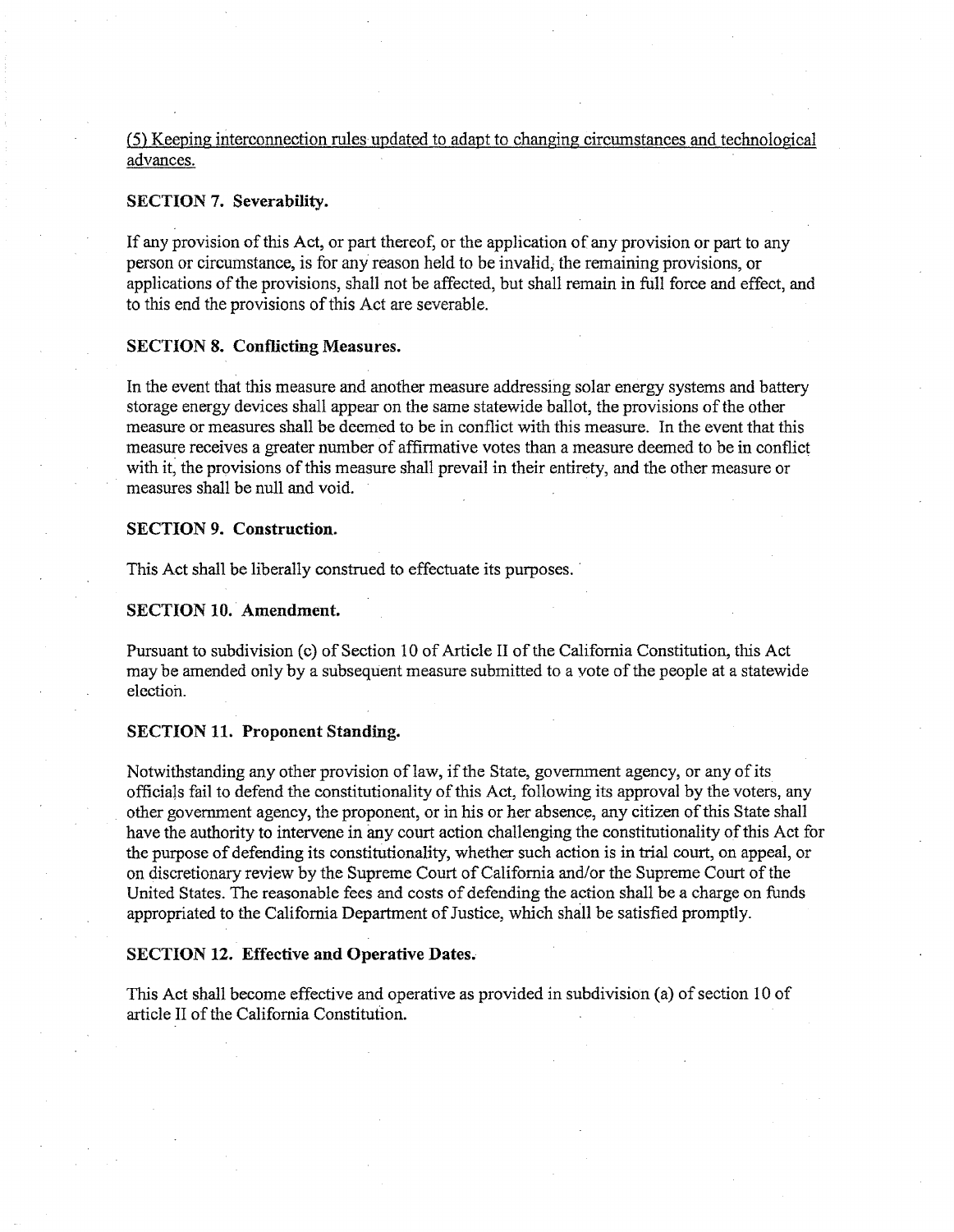<u>(5) Keeping interconnection rules updated to adapt to changing circumstances and technological advances.</u>

**SECTION 7. Severability.**

If any provision of this Act, or part thereof, or the application of any provision or part to any person or circumstance, is for any reason held to be invalid, the remaining provisions, or applications of the provisions, shall not be affected, but shall remain in full force and effect, and to this end the provisions of this Act are severable.

**SECTION 8. Conflicting Measures.**

In the event that this measure and another measure addressing solar energy systems and battery storage energy devices shall appear on the same statewide ballot, the provisions of the other measure or measures shall be deemed to be in conflict with this measure. In the event that this measure receives a greater number of affirmative votes than a measure deemed to be in conflict with it, the provisions of this measure shall prevail in their entirety, and the other measure or measures shall be null and void.

**SECTION 9. Construction.**

This Act shall be liberally construed to effectuate its purposes.

**SECTION 10. Amendment.**

Pursuant to subdivision (c) of Section 10 of Article II of the California Constitution, this Act may be amended only by a subsequent measure submitted to a vote of the people at a statewide election.

**SECTION 11. Proponent Standing.**

Notwithstanding any other provision of law, if the State, government agency, or any of its officials fail to defend the constitutionality of this Act, following its approval by the voters, any other government agency, the proponent, or in his or her absence, any citizen of this State shall have the authority to intervene in any court action challenging the constitutionality of this Act for the purpose of defending its constitutionality, whether such action is in trial court, on appeal, or on discretionary review by the Supreme Court of California and/or the Supreme Court of the United States. The reasonable fees and costs of defending the action shall be a charge on funds appropriated to the California Department of Justice, which shall be satisfied promptly.

**SECTION 12. Effective and Operative Dates.**

This Act shall become effective and operative as provided in subdivision (a) of section 10 of article II of the California Constitution.